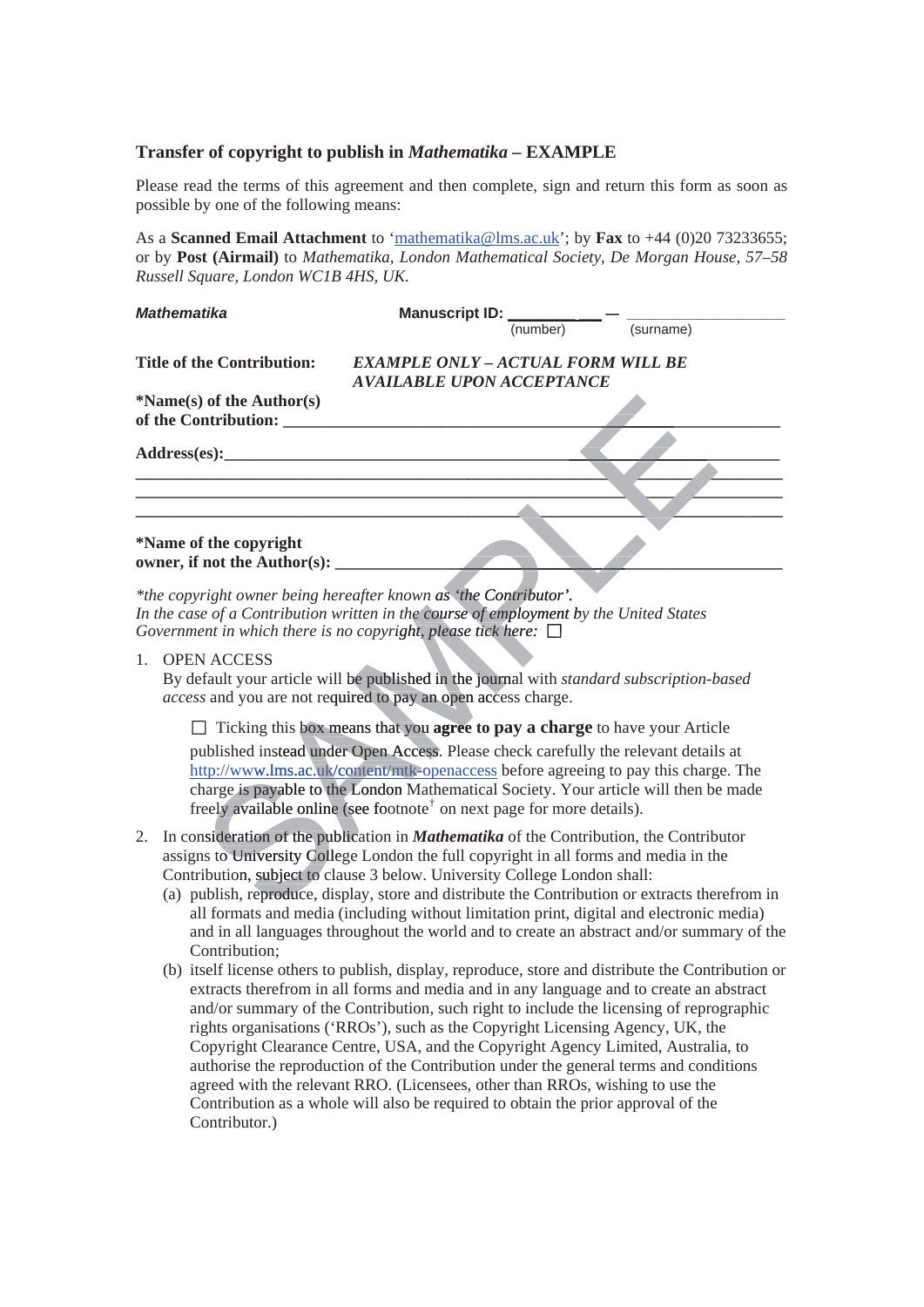### Transfer of copyright to publish in *Mathematika* – EXAMPLE

Please read the terms of this agreement and then complete, sign and return this form as soon as possible by one of the following means:

As a **Scanned Email Attachment** to '[mathematika@lms.ac.uk](mailto:mathematika@lms.ac.uk)'; by **Fax** to +44 (0)20 73233655; or by **Post (Airmail)** to *Mathematika, London Mathematical Society, De Morgan House, 57–58 Russell Square, London WC1B 4HS, UK.*

***Mathematika*** **Manuscript ID:** ________ — ________
(number) (surname)

**Title of the Contribution:** ***EXAMPLE ONLY – ACTUAL FORM WILL BE AVAILABLE UPON ACCEPTANCE***

**\*Name(s) of the Author(s) of the Contribution:** ________________________________

**Address(es):** ________________________________

________________________________

________________________________

________________________________

**\*Name of the copyright owner, if not the Author(s):** ________________________________

*\*the copyright owner being hereafter known as 'the Contributor'.*
*In the case of a Contribution written in the course of employment by the United States Government in which there is no copyright, please tick here:* ☐

1. OPEN ACCESS
   By default your article will be published in the journal with *standard subscription-based access* and you are not required to pay an open access charge.

   ☐ Ticking this box means that you **agree to pay a charge** to have your Article published instead under Open Access. Please check carefully the relevant details at http://www.lms.ac.uk/content/mtk-openaccess before agreeing to pay this charge. The charge is payable to the London Mathematical Society. Your article will then be made freely available online (see footnote† on next page for more details).

2. In consideration of the publication in ***Mathematika*** of the Contribution, the Contributor assigns to University College London the full copyright in all forms and media in the Contribution, subject to clause 3 below. University College London shall:
   (a) publish, reproduce, display, store and distribute the Contribution or extracts therefrom in all formats and media (including without limitation print, digital and electronic media) and in all languages throughout the world and to create an abstract and/or summary of the Contribution;
   (b) itself license others to publish, display, reproduce, store and distribute the Contribution or extracts therefrom in all forms and media and in any language and to create an abstract and/or summary of the Contribution, such right to include the licensing of reprographic rights organisations ('RROs'), such as the Copyright Licensing Agency, UK, the Copyright Clearance Centre, USA, and the Copyright Agency Limited, Australia, to authorise the reproduction of the Contribution under the general terms and conditions agreed with the relevant RRO. (Licensees, other than RROs, wishing to use the Contribution as a whole will also be required to obtain the prior approval of the Contributor.)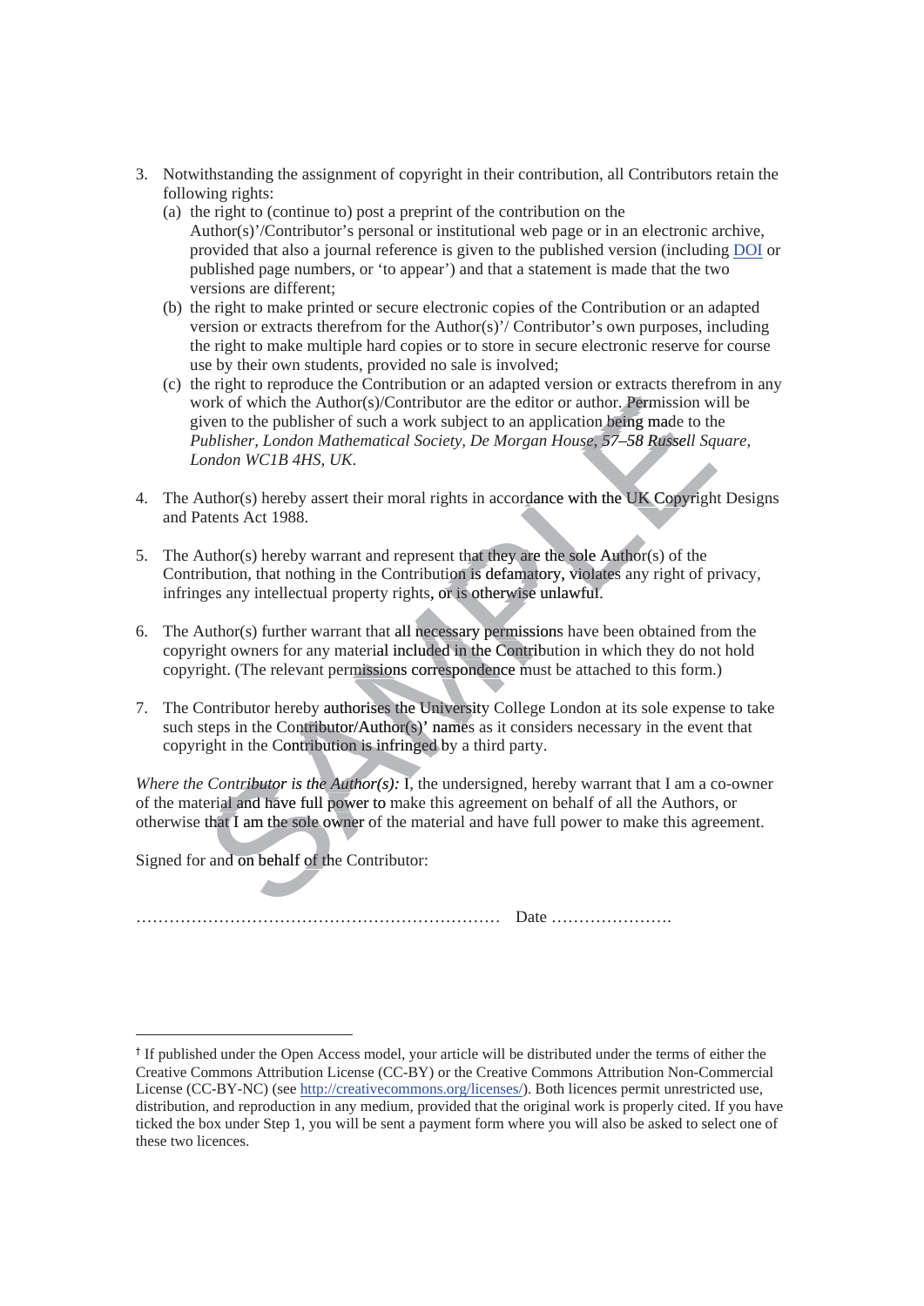3. Notwithstanding the assignment of copyright in their contribution, all Contributors retain the following rights:
   (a) the right to (continue to) post a preprint of the contribution on the Author(s)'/Contributor's personal or institutional web page or in an electronic archive, provided that also a journal reference is given to the published version (including DOI or published page numbers, or 'to appear') and that a statement is made that the two versions are different;
   (b) the right to make printed or secure electronic copies of the Contribution or an adapted version or extracts therefrom for the Author(s)'/ Contributor's own purposes, including the right to make multiple hard copies or to store in secure electronic reserve for course use by their own students, provided no sale is involved;
   (c) the right to reproduce the Contribution or an adapted version or extracts therefrom in any work of which the Author(s)/Contributor are the editor or author. Permission will be given to the publisher of such a work subject to an application being made to the *Publisher, London Mathematical Society, De Morgan House, 57–58 Russell Square, London WC1B 4HS, UK.*

4. The Author(s) hereby assert their moral rights in accordance with the UK Copyright Designs and Patents Act 1988.

5. The Author(s) hereby warrant and represent that they are the sole Author(s) of the Contribution, that nothing in the Contribution is defamatory, violates any right of privacy, infringes any intellectual property rights, or is otherwise unlawful.

6. The Author(s) further warrant that all necessary permissions have been obtained from the copyright owners for any material included in the Contribution in which they do not hold copyright. (The relevant permissions correspondence must be attached to this form.)

7. The Contributor hereby authorises the University College London at its sole expense to take such steps in the Contributor/Author(s)' names as it considers necessary in the event that copyright in the Contribution is infringed by a third party.

*Where the Contributor is the Author(s):* I, the undersigned, hereby warrant that I am a co-owner of the material and have full power to make this agreement on behalf of all the Authors, or otherwise that I am the sole owner of the material and have full power to make this agreement.

Signed for and on behalf of the Contributor:

………………………………………………………… Date ………………….

---

† If published under the Open Access model, your article will be distributed under the terms of either the Creative Commons Attribution License (CC-BY) or the Creative Commons Attribution Non-Commercial License (CC-BY-NC) (see http://creativecommons.org/licenses/). Both licences permit unrestricted use, distribution, and reproduction in any medium, provided that the original work is properly cited. If you have ticked the box under Step 1, you will be sent a payment form where you will also be asked to select one of these two licences.